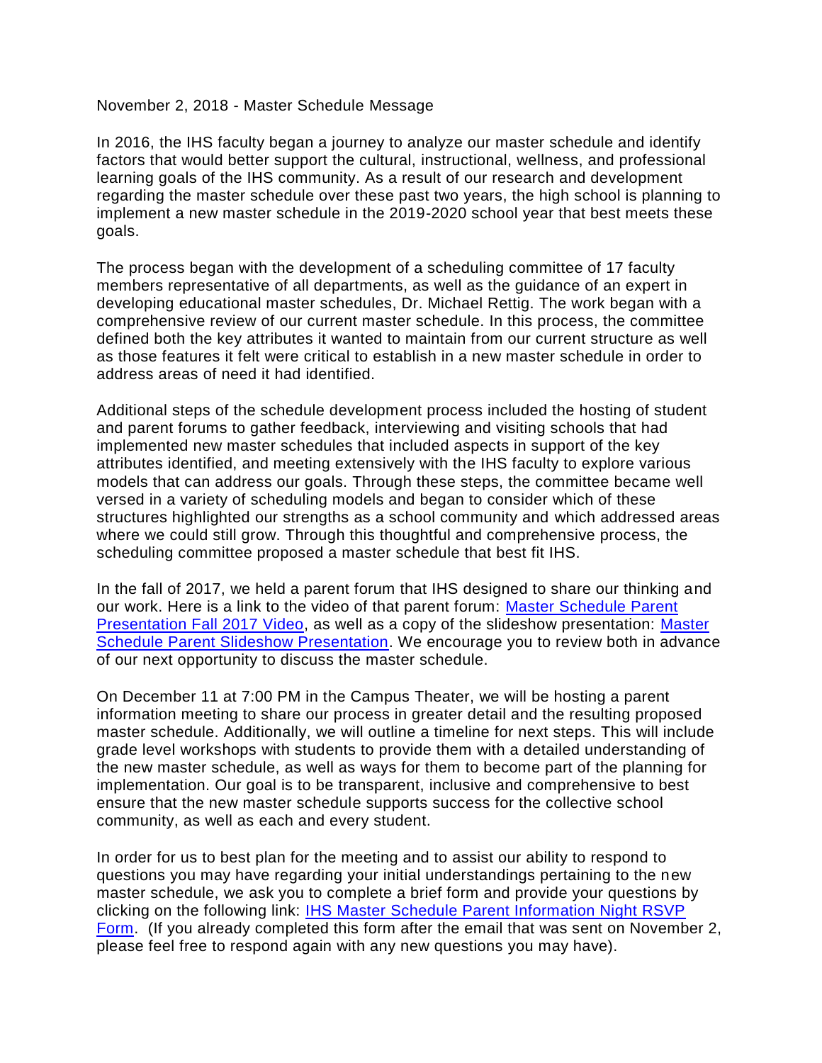November 2, 2018 - Master Schedule Message

In 2016, the IHS faculty began a journey to analyze our master schedule and identify factors that would better support the cultural, instructional, wellness, and professional learning goals of the IHS community. As a result of our research and development regarding the master schedule over these past two years, the high school is planning to implement a new master schedule in the 2019-2020 school year that best meets these goals.

The process began with the development of a scheduling committee of 17 faculty members representative of all departments, as well as the guidance of an expert in developing educational master schedules, Dr. Michael Rettig. The work began with a comprehensive review of our current master schedule. In this process, the committee defined both the key attributes it wanted to maintain from our current structure as well as those features it felt were critical to establish in a new master schedule in order to address areas of need it had identified.

Additional steps of the schedule development process included the hosting of student and parent forums to gather feedback, interviewing and visiting schools that had implemented new master schedules that included aspects in support of the key attributes identified, and meeting extensively with the IHS faculty to explore various models that can address our goals. Through these steps, the committee became well versed in a variety of scheduling models and began to consider which of these structures highlighted our strengths as a school community and which addressed areas where we could still grow. Through this thoughtful and comprehensive process, the scheduling committee proposed a master schedule that best fit IHS.

In the fall of 2017, we held a parent forum that IHS designed to share our thinking and our work. Here is a link to the video of that parent forum: Master Schedule Parent Presentation Fall 2017 Video, as well as a copy of the slideshow presentation: Master Schedule Parent Slideshow Presentation. We encourage you to review both in advance of our next opportunity to discuss the master schedule.

On December 11 at 7:00 PM in the Campus Theater, we will be hosting a parent information meeting to share our process in greater detail and the resulting proposed master schedule. Additionally, we will outline a timeline for next steps. This will include grade level workshops with students to provide them with a detailed understanding of the new master schedule, as well as ways for them to become part of the planning for implementation. Our goal is to be transparent, inclusive and comprehensive to best ensure that the new master schedule supports success for the collective school community, as well as each and every student.

In order for us to best plan for the meeting and to assist our ability to respond to questions you may have regarding your initial understandings pertaining to the new master schedule, we ask you to complete a brief form and provide your questions by clicking on the following link: IHS Master Schedule Parent Information Night RSVP Form. (If you already completed this form after the email that was sent on November 2, please feel free to respond again with any new questions you may have).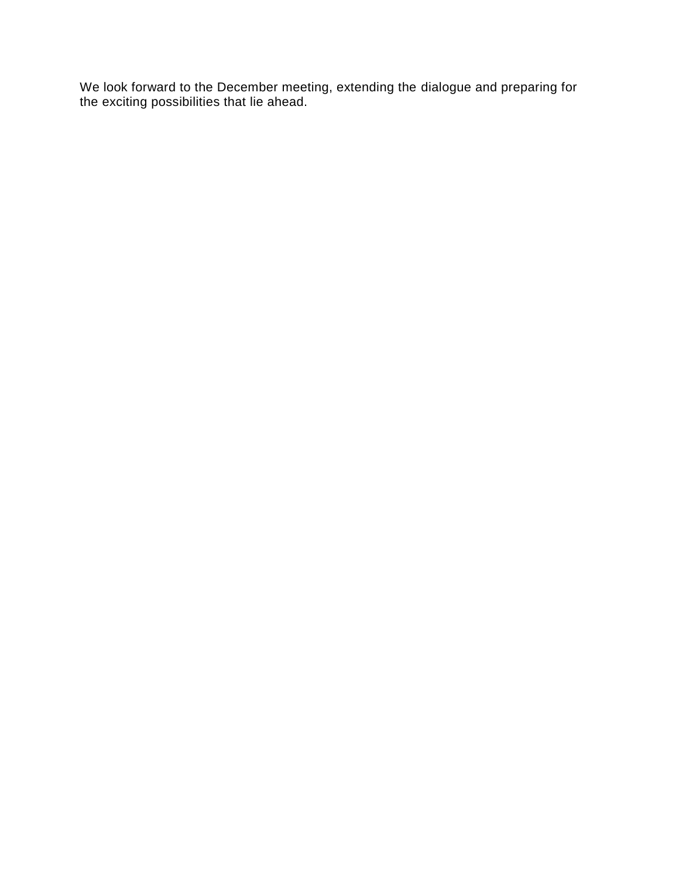We look forward to the December meeting, extending the dialogue and preparing for the exciting possibilities that lie ahead.